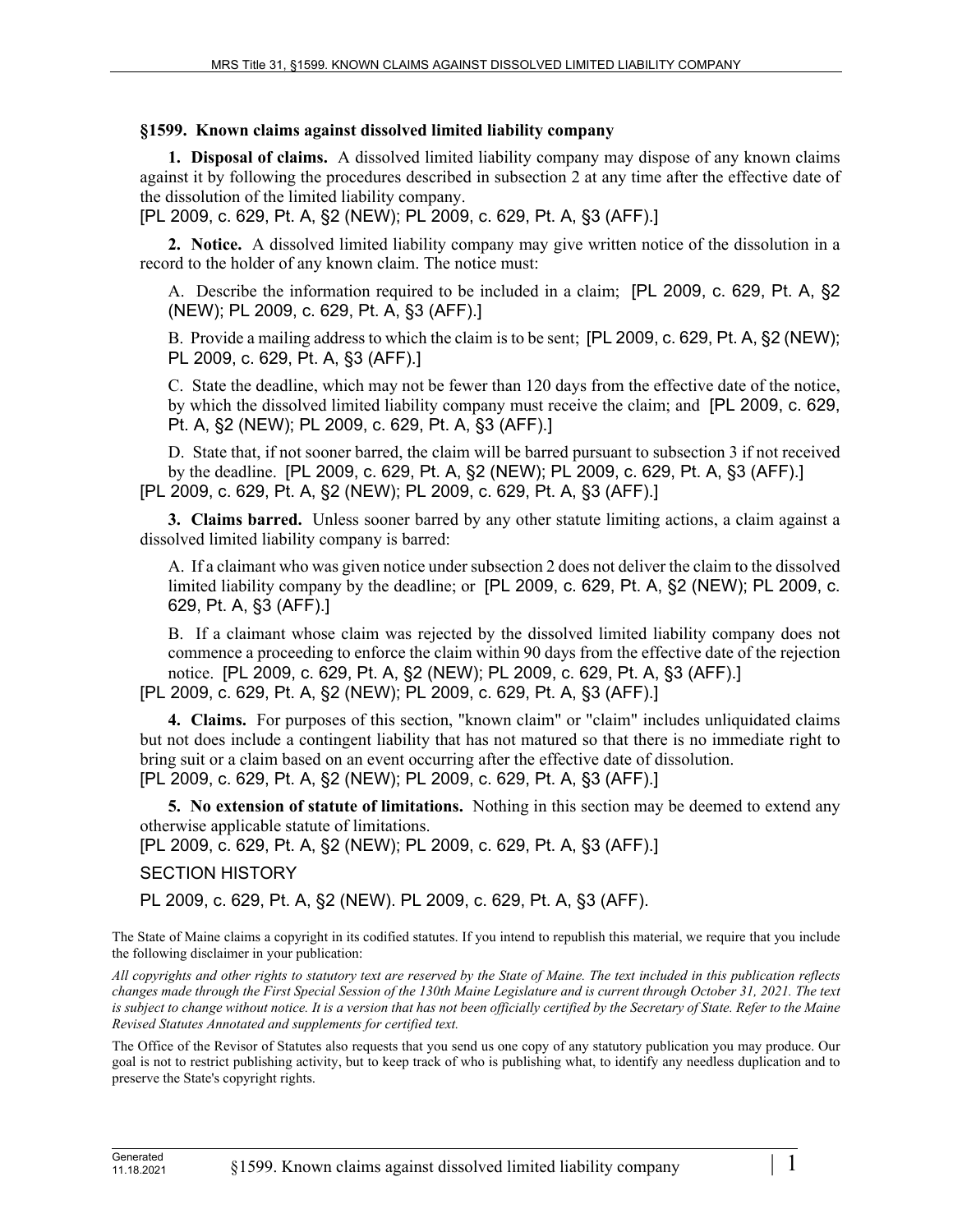### §1599. Known claims against dissolved limited liability company

**1. Disposal of claims.** A dissolved limited liability company may dispose of any known claims against it by following the procedures described in subsection 2 at any time after the effective date of the dissolution of the limited liability company.
[PL 2009, c. 629, Pt. A, §2 (NEW); PL 2009, c. 629, Pt. A, §3 (AFF).]

**2. Notice.** A dissolved limited liability company may give written notice of the dissolution in a record to the holder of any known claim. The notice must:

A. Describe the information required to be included in a claim; [PL 2009, c. 629, Pt. A, §2 (NEW); PL 2009, c. 629, Pt. A, §3 (AFF).]

B. Provide a mailing address to which the claim is to be sent; [PL 2009, c. 629, Pt. A, §2 (NEW); PL 2009, c. 629, Pt. A, §3 (AFF).]

C. State the deadline, which may not be fewer than 120 days from the effective date of the notice, by which the dissolved limited liability company must receive the claim; and [PL 2009, c. 629, Pt. A, §2 (NEW); PL 2009, c. 629, Pt. A, §3 (AFF).]

D. State that, if not sooner barred, the claim will be barred pursuant to subsection 3 if not received by the deadline. [PL 2009, c. 629, Pt. A, §2 (NEW); PL 2009, c. 629, Pt. A, §3 (AFF).]

[PL 2009, c. 629, Pt. A, §2 (NEW); PL 2009, c. 629, Pt. A, §3 (AFF).]

**3. Claims barred.** Unless sooner barred by any other statute limiting actions, a claim against a dissolved limited liability company is barred:

A. If a claimant who was given notice under subsection 2 does not deliver the claim to the dissolved limited liability company by the deadline; or [PL 2009, c. 629, Pt. A, §2 (NEW); PL 2009, c. 629, Pt. A, §3 (AFF).]

B. If a claimant whose claim was rejected by the dissolved limited liability company does not commence a proceeding to enforce the claim within 90 days from the effective date of the rejection notice. [PL 2009, c. 629, Pt. A, §2 (NEW); PL 2009, c. 629, Pt. A, §3 (AFF).]

[PL 2009, c. 629, Pt. A, §2 (NEW); PL 2009, c. 629, Pt. A, §3 (AFF).]

**4. Claims.** For purposes of this section, "known claim" or "claim" includes unliquidated claims but not does include a contingent liability that has not matured so that there is no immediate right to bring suit or a claim based on an event occurring after the effective date of dissolution.
[PL 2009, c. 629, Pt. A, §2 (NEW); PL 2009, c. 629, Pt. A, §3 (AFF).]

**5. No extension of statute of limitations.** Nothing in this section may be deemed to extend any otherwise applicable statute of limitations.
[PL 2009, c. 629, Pt. A, §2 (NEW); PL 2009, c. 629, Pt. A, §3 (AFF).]

SECTION HISTORY

PL 2009, c. 629, Pt. A, §2 (NEW). PL 2009, c. 629, Pt. A, §3 (AFF).

The State of Maine claims a copyright in its codified statutes. If you intend to republish this material, we require that you include the following disclaimer in your publication:

*All copyrights and other rights to statutory text are reserved by the State of Maine. The text included in this publication reflects changes made through the First Special Session of the 130th Maine Legislature and is current through October 31, 2021. The text is subject to change without notice. It is a version that has not been officially certified by the Secretary of State. Refer to the Maine Revised Statutes Annotated and supplements for certified text.*

The Office of the Revisor of Statutes also requests that you send us one copy of any statutory publication you may produce. Our goal is not to restrict publishing activity, but to keep track of who is publishing what, to identify any needless duplication and to preserve the State's copyright rights.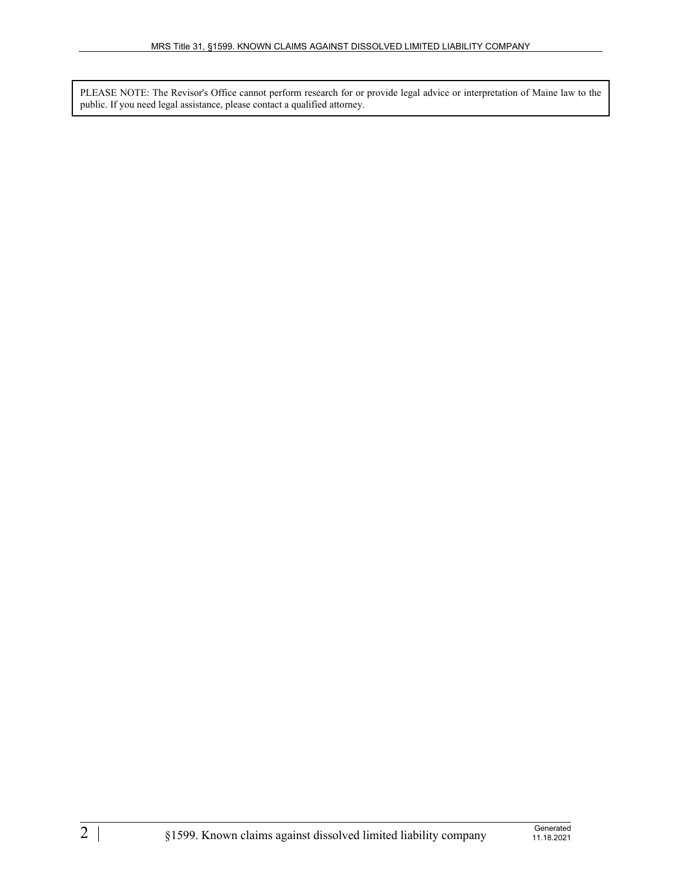PLEASE NOTE: The Revisor's Office cannot perform research for or provide legal advice or interpretation of Maine law to the public. If you need legal assistance, please contact a qualified attorney.